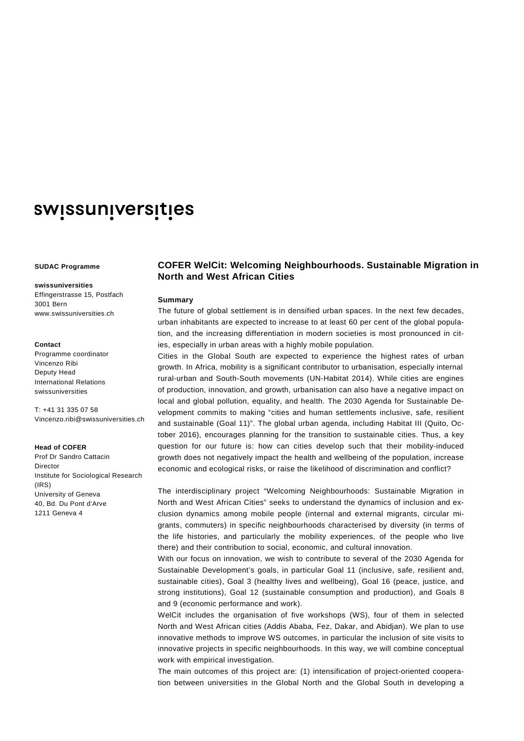swissuniversities

**SUDAC Programme**

**swissuniversities**
Effingerstrasse 15, Postfach
3001 Bern
www.swissuniversities.ch

**Contact**
Programme coordinator
Vincenzo Ribi
Deputy Head
International Relations
swissuniversities

T: +41 31 335 07 58
Vincenzo.ribi@swissuniversities.ch

**Head of COFER**
Prof Dr Sandro Cattacin
Director
Institute for Sociological Research (IRS)
University of Geneva
40, Bd. Du Pont d'Arve
1211 Geneva 4

## COFER WelCit: Welcoming Neighbourhoods. Sustainable Migration in North and West African Cities

**Summary**

The future of global settlement is in densified urban spaces. In the next few decades, urban inhabitants are expected to increase to at least 60 per cent of the global population, and the increasing differentiation in modern societies is most pronounced in cities, especially in urban areas with a highly mobile population.

Cities in the Global South are expected to experience the highest rates of urban growth. In Africa, mobility is a significant contributor to urbanisation, especially internal rural-urban and South-South movements (UN-Habitat 2014). While cities are engines of production, innovation, and growth, urbanisation can also have a negative impact on local and global pollution, equality, and health. The 2030 Agenda for Sustainable Development commits to making "cities and human settlements inclusive, safe, resilient and sustainable (Goal 11)". The global urban agenda, including Habitat III (Quito, October 2016), encourages planning for the transition to sustainable cities. Thus, a key question for our future is: how can cities develop such that their mobility-induced growth does not negatively impact the health and wellbeing of the population, increase economic and ecological risks, or raise the likelihood of discrimination and conflict?

The interdisciplinary project "Welcoming Neighbourhoods: Sustainable Migration in North and West African Cities" seeks to understand the dynamics of inclusion and exclusion dynamics among mobile people (internal and external migrants, circular migrants, commuters) in specific neighbourhoods characterised by diversity (in terms of the life histories, and particularly the mobility experiences, of the people who live there) and their contribution to social, economic, and cultural innovation.

With our focus on innovation, we wish to contribute to several of the 2030 Agenda for Sustainable Development's goals, in particular Goal 11 (inclusive, safe, resilient and, sustainable cities), Goal 3 (healthy lives and wellbeing), Goal 16 (peace, justice, and strong institutions), Goal 12 (sustainable consumption and production), and Goals 8 and 9 (economic performance and work).

WelCit includes the organisation of five workshops (WS), four of them in selected North and West African cities (Addis Ababa, Fez, Dakar, and Abidjan). We plan to use innovative methods to improve WS outcomes, in particular the inclusion of site visits to innovative projects in specific neighbourhoods. In this way, we will combine conceptual work with empirical investigation.

The main outcomes of this project are: (1) intensification of project-oriented cooperation between universities in the Global North and the Global South in developing a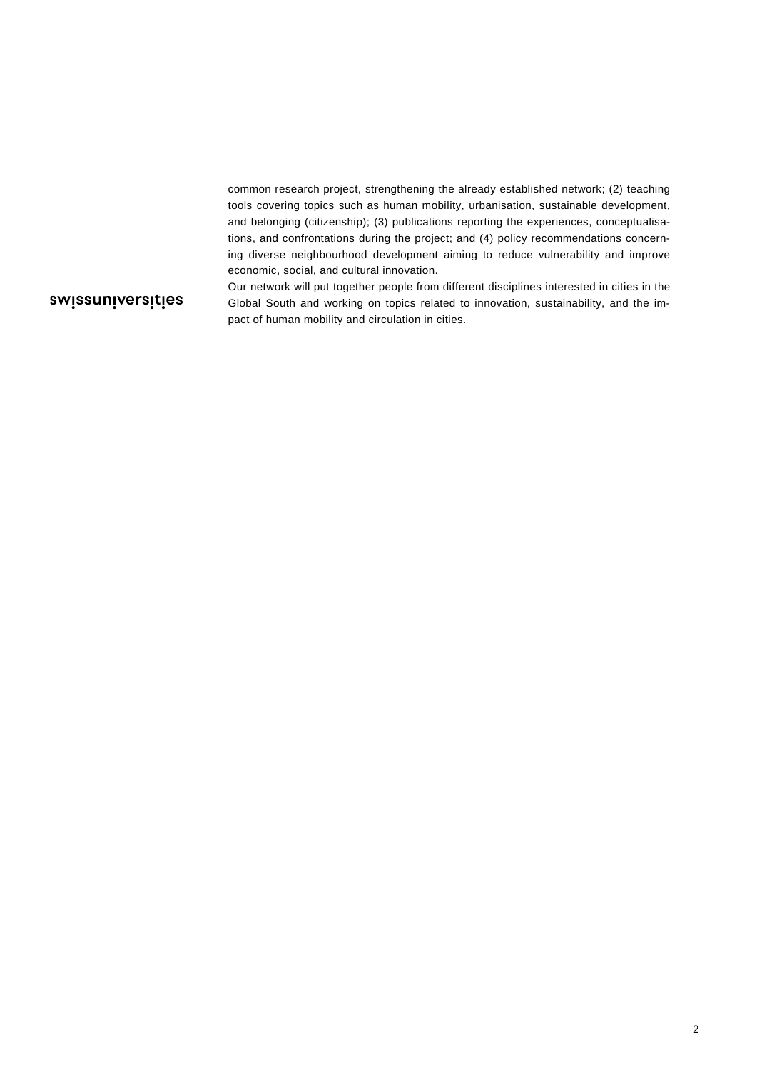common research project, strengthening the already established network; (2) teaching tools covering topics such as human mobility, urbanisation, sustainable development, and belonging (citizenship); (3) publications reporting the experiences, conceptualisations, and confrontations during the project; and (4) policy recommendations concerning diverse neighbourhood development aiming to reduce vulnerability and improve economic, social, and cultural innovation.

Our network will put together people from different disciplines interested in cities in the Global South and working on topics related to innovation, sustainability, and the impact of human mobility and circulation in cities.